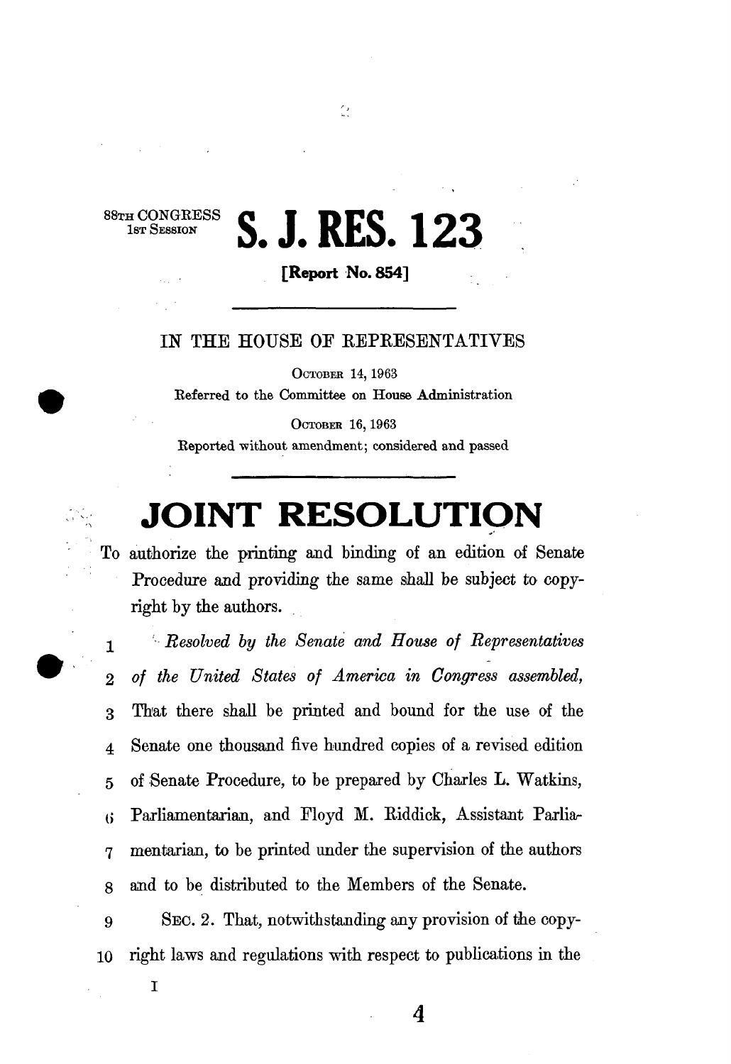88TH CONGRESS
1ST SESSION

# S. J. RES. 123

**[Report No. 854]**

IN THE HOUSE OF REPRESENTATIVES

OCTOBER 14, 1963

Referred to the Committee on House Administration

OCTOBER 16, 1963

Reported without amendment; considered and passed

# JOINT RESOLUTION

To authorize the printing and binding of an edition of Senate Procedure and providing the same shall be subject to copyright by the authors.

1 *Resolved by the Senate and House of Representatives*
2 *of the United States of America in Congress assembled,*
3 That there shall be printed and bound for the use of the
4 Senate one thousand five hundred copies of a revised edition
5 of Senate Procedure, to be prepared by Charles L. Watkins,
6 Parliamentarian, and Floyd M. Riddick, Assistant Parlia-
7 mentarian, to be printed under the supervision of the authors
8 and to be distributed to the Members of the Senate.
9 SEC. 2. That, notwithstanding any provision of the copy-
10 right laws and regulations with respect to publications in the

I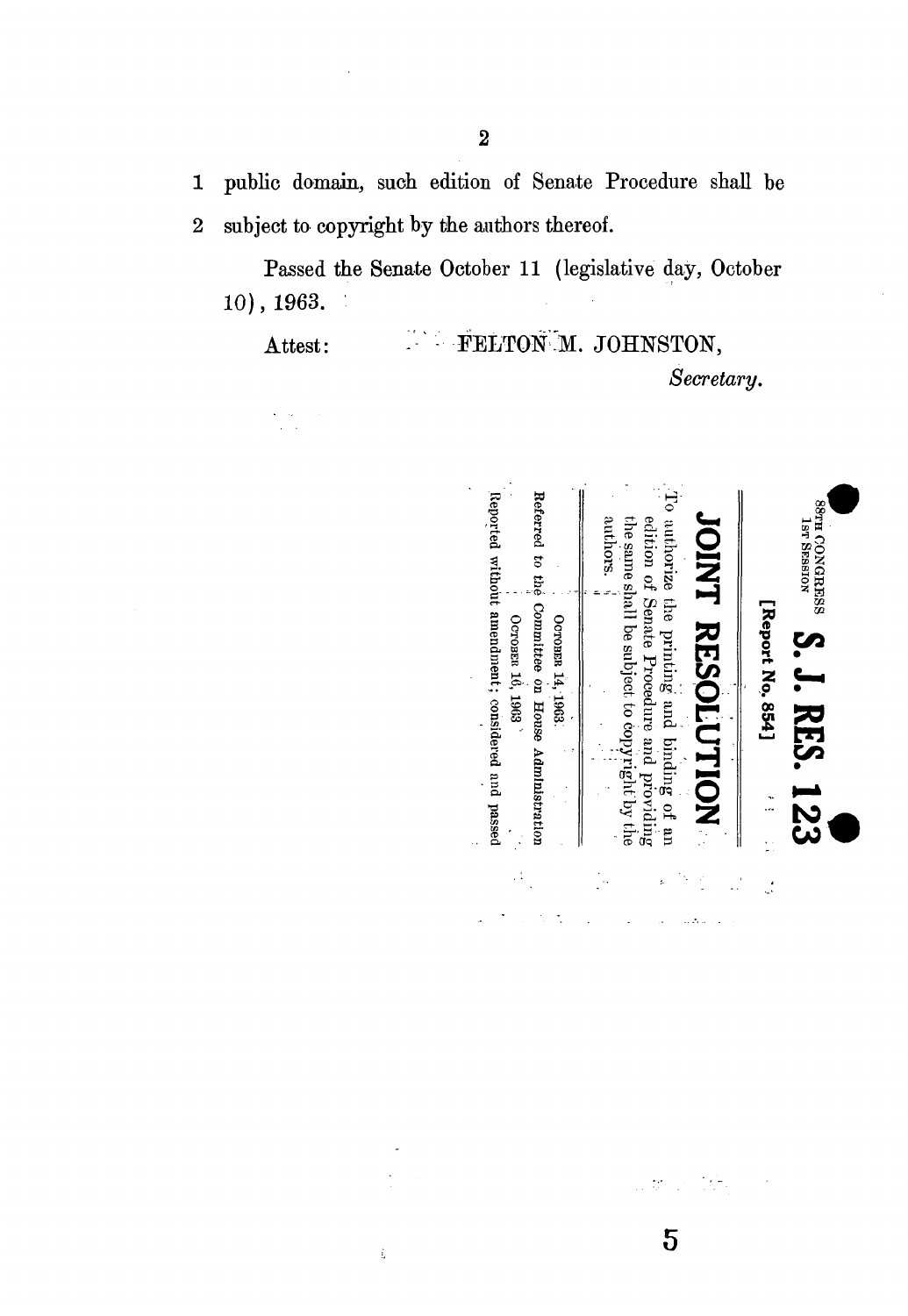1 public domain, such edition of Senate Procedure shall be
2 subject to copyright by the authors thereof.

Passed the Senate October 11 (legislative day, October 10), 1963.

Attest: FELTON M. JOHNSTON,

*Secretary.*

88TH CONGRESS
1ST SESSION

# S. J. RES. 123

**[Report No. 854]**

# JOINT RESOLUTION

To authorize the printing and binding of an edition of Senate Procedure and providing the same shall be subject to copyright by the authors.

OCTOBER 14, 1963

Referred to the Committee on House Administration

OCTOBER 16, 1963

Reported without amendment; considered and passed